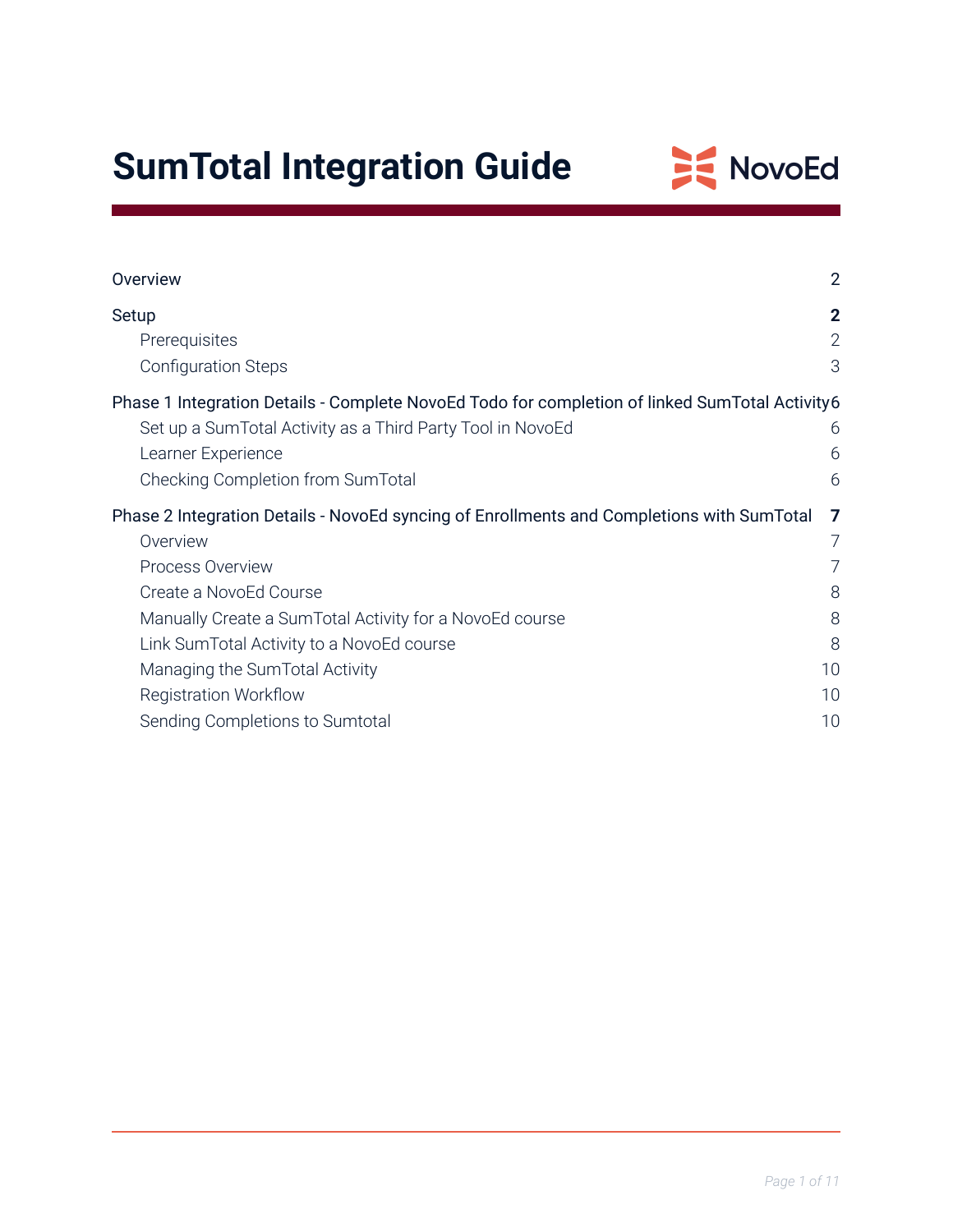# SumTotal Integration Guide

NovoEd

| | |
|---|---|
| Overview | 2 |
| **Setup** | **2** |
| Prerequisites | 2 |
| Configuration Steps | 3 |
| Phase 1 Integration Details - Complete NovoEd Todo for completion of linked SumTotal Activity | 6 |
| Set up a SumTotal Activity as a Third Party Tool in NovoEd | 6 |
| Learner Experience | 6 |
| Checking Completion from SumTotal | 6 |
| **Phase 2 Integration Details - NovoEd syncing of Enrollments and Completions with SumTotal** | **7** |
| Overview | 7 |
| Process Overview | 7 |
| Create a NovoEd Course | 8 |
| Manually Create a SumTotal Activity for a NovoEd course | 8 |
| Link SumTotal Activity to a NovoEd course | 8 |
| Managing the SumTotal Activity | 10 |
| Registration Workflow | 10 |
| Sending Completions to Sumtotal | 10 |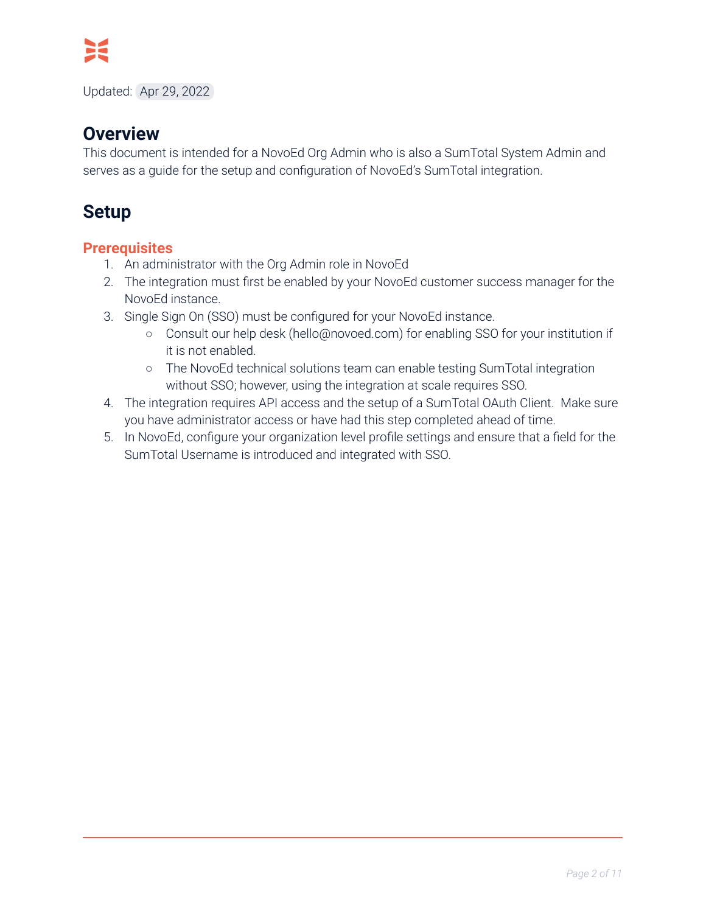Updated: Apr 29, 2022

## Overview

This document is intended for a NovoEd Org Admin who is also a SumTotal System Admin and serves as a guide for the setup and configuration of NovoEd's SumTotal integration.

## Setup

### Prerequisites

1. An administrator with the Org Admin role in NovoEd
2. The integration must first be enabled by your NovoEd customer success manager for the NovoEd instance.
3. Single Sign On (SSO) must be configured for your NovoEd instance.
   - Consult our help desk (hello@novoed.com) for enabling SSO for your institution if it is not enabled.
   - The NovoEd technical solutions team can enable testing SumTotal integration without SSO; however, using the integration at scale requires SSO.
4. The integration requires API access and the setup of a SumTotal OAuth Client. Make sure you have administrator access or have had this step completed ahead of time.
5. In NovoEd, configure your organization level profile settings and ensure that a field for the SumTotal Username is introduced and integrated with SSO.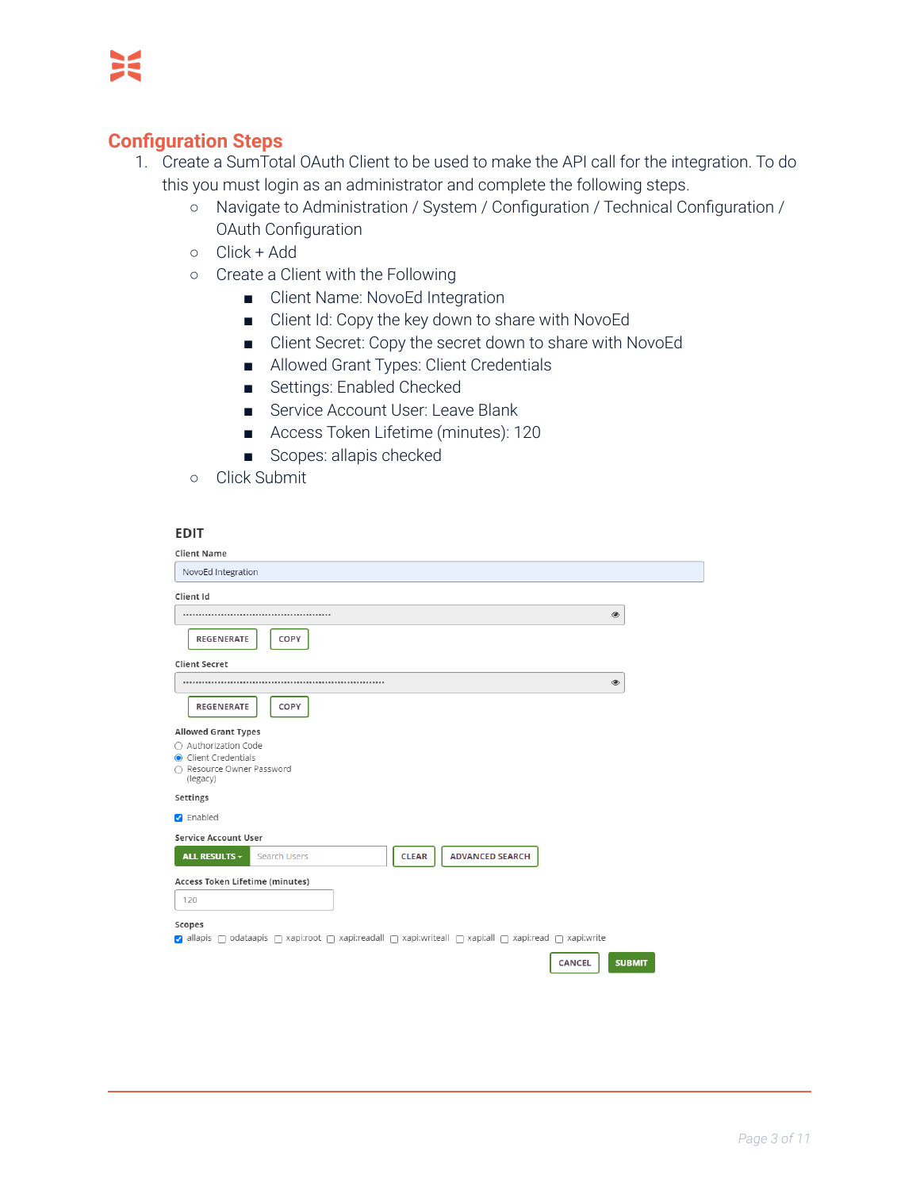## Configuration Steps

1. Create a SumTotal OAuth Client to be used to make the API call for the integration. To do this you must login as an administrator and complete the following steps.
   - Navigate to Administration / System / Configuration / Technical Configuration / OAuth Configuration
   - Click + Add
   - Create a Client with the Following
     - Client Name: NovoEd Integration
     - Client Id: Copy the key down to share with NovoEd
     - Client Secret: Copy the secret down to share with NovoEd
     - Allowed Grant Types: Client Credentials
     - Settings: Enabled Checked
     - Service Account User: Leave Blank
     - Access Token Lifetime (minutes): 120
     - Scopes: allapis checked
   - Click Submit

**EDIT**

Client Name

NovoEd Integration

Client Id

REGENERATE COPY

Client Secret

REGENERATE COPY

Allowed Grant Types

- ○ Authorization Code
- ● Client Credentials
- ○ Resource Owner Password (legacy)

Settings

- ☑ Enabled

Service Account User

ALL RESULTS ▾ | Search Users | CLEAR | ADVANCED SEARCH

Access Token Lifetime (minutes)

120

Scopes

☑ allapis ☐ odataapis ☐ xapi:root ☐ xapi:readall ☐ xapi:writeall ☐ xapi:all ☐ xapi:read ☐ xapi:write

CANCEL SUBMIT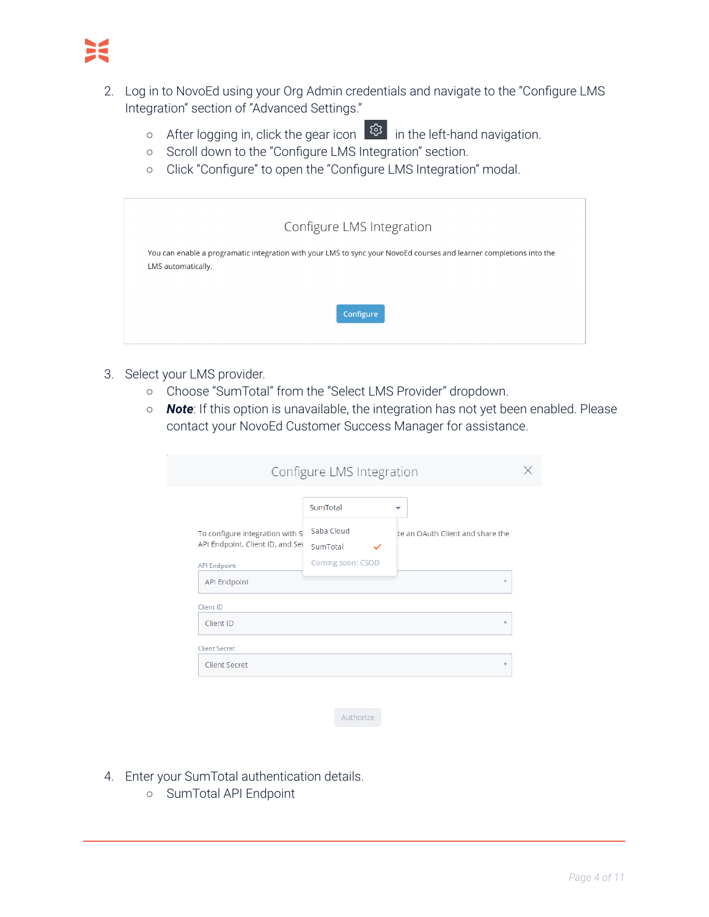2. Log in to NovoEd using your Org Admin credentials and navigate to the “Configure LMS Integration” section of “Advanced Settings.”
    - After logging in, click the gear icon in the left-hand navigation.
    - Scroll down to the “Configure LMS Integration” section.
    - Click “Configure” to open the “Configure LMS Integration” modal.

3. Select your LMS provider.
    - Choose “SumTotal” from the “Select LMS Provider” dropdown.
    - ***Note***: If this option is unavailable, the integration has not yet been enabled. Please contact your NovoEd Customer Success Manager for assistance.

4. Enter your SumTotal authentication details.
    - SumTotal API Endpoint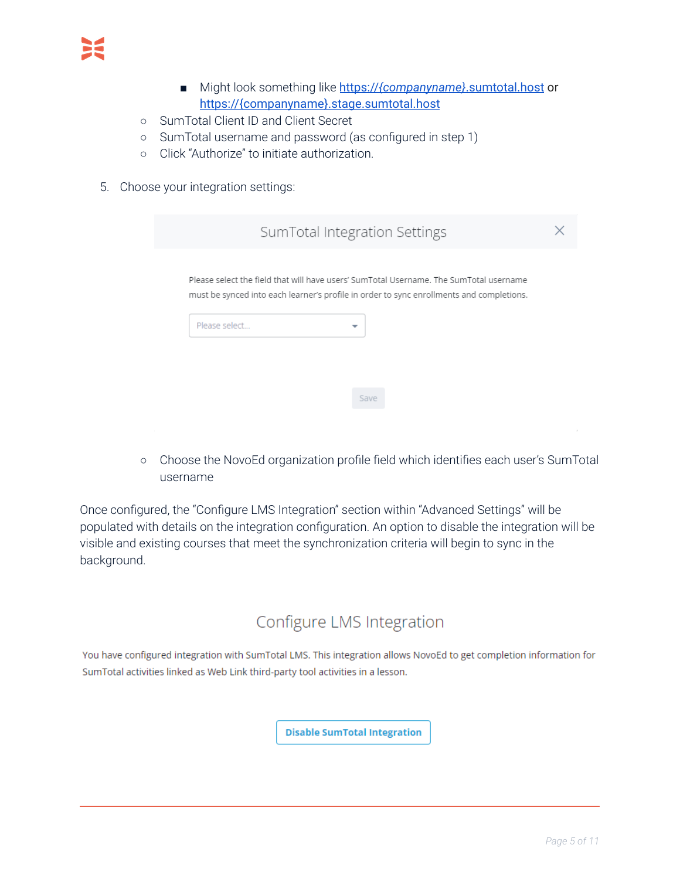- Might look like [https://{companyname}.sumtotal.host](https://{companyname}.sumtotal.host) or [https://{companyname}.stage.sumtotal.host](https://{companyname}.stage.sumtotal.host)
    - SumTotal Client ID and Client Secret
    - SumTotal username and password (as configured in step 1)
    - Click “Authorize” to initiate authorization.

5. Choose your integration settings:

    SumTotal Integration Settings

    Please select the field that will have users' SumTotal Username. The SumTotal username must be synced into each learner's profile in order to sync enrollments and completions.

    Please select...

    Save

    - Choose the NovoEd organization profile field which identifies each user's SumTotal username

Once configured, the “Configure LMS Integration” section within “Advanced Settings” will be populated with details on the integration configuration. An option to disable the integration will be visible and existing courses that meet the synchronization criteria will begin to sync in the background.

Configure LMS Integration

You have configured integration with SumTotal LMS. This integration allows NovoEd to get completion information for SumTotal activities linked as Web Link third-party tool activities in a lesson.

Disable SumTotal Integration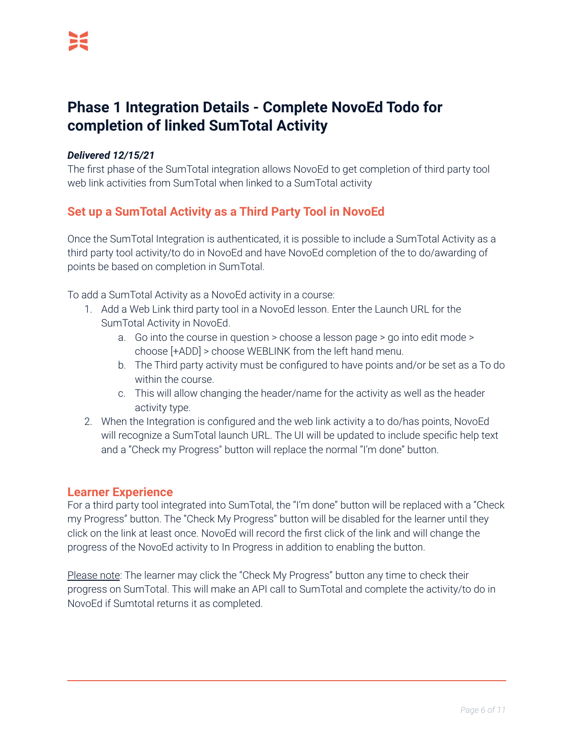# Phase 1 Integration Details - Complete NovoEd Todo for completion of linked SumTotal Activity

***Delivered 12/15/21***

The first phase of the SumTotal integration allows NovoEd to get completion of third party tool web link activities from SumTotal when linked to a SumTotal activity

## Set up a SumTotal Activity as a Third Party Tool in NovoEd

Once the SumTotal Integration is authenticated, it is possible to include a SumTotal Activity as a third party tool activity/to do in NovoEd and have NovoEd completion of the to do/awarding of points be based on completion in SumTotal.

To add a SumTotal Activity as a NovoEd activity in a course:

1. Add a Web Link third party tool in a NovoEd lesson. Enter the Launch URL for the SumTotal Activity in NovoEd.
    a. Go into the course in question > choose a lesson page > go into edit mode > choose [+ADD] > choose WEBLINK from the left hand menu.
    b. The Third party activity must be configured to have points and/or be set as a To do within the course.
    c. This will allow changing the header/name for the activity as well as the header activity type.
2. When the Integration is configured and the web link activity a to do/has points, NovoEd will recognize a SumTotal launch URL. The UI will be updated to include specific help text and a "Check my Progress" button will replace the normal "I'm done" button.

## Learner Experience

For a third party tool integrated into SumTotal, the "I'm done" button will be replaced with a "Check my Progress" button. The "Check My Progress" button will be disabled for the learner until they click on the link at least once. NovoEd will record the first click of the link and will change the progress of the NovoEd activity to In Progress in addition to enabling the button.

<u>Please note</u>: The learner may click the "Check My Progress" button any time to check their progress on SumTotal. This will make an API call to SumTotal and complete the activity/to do in NovoEd if Sumtotal returns it as completed.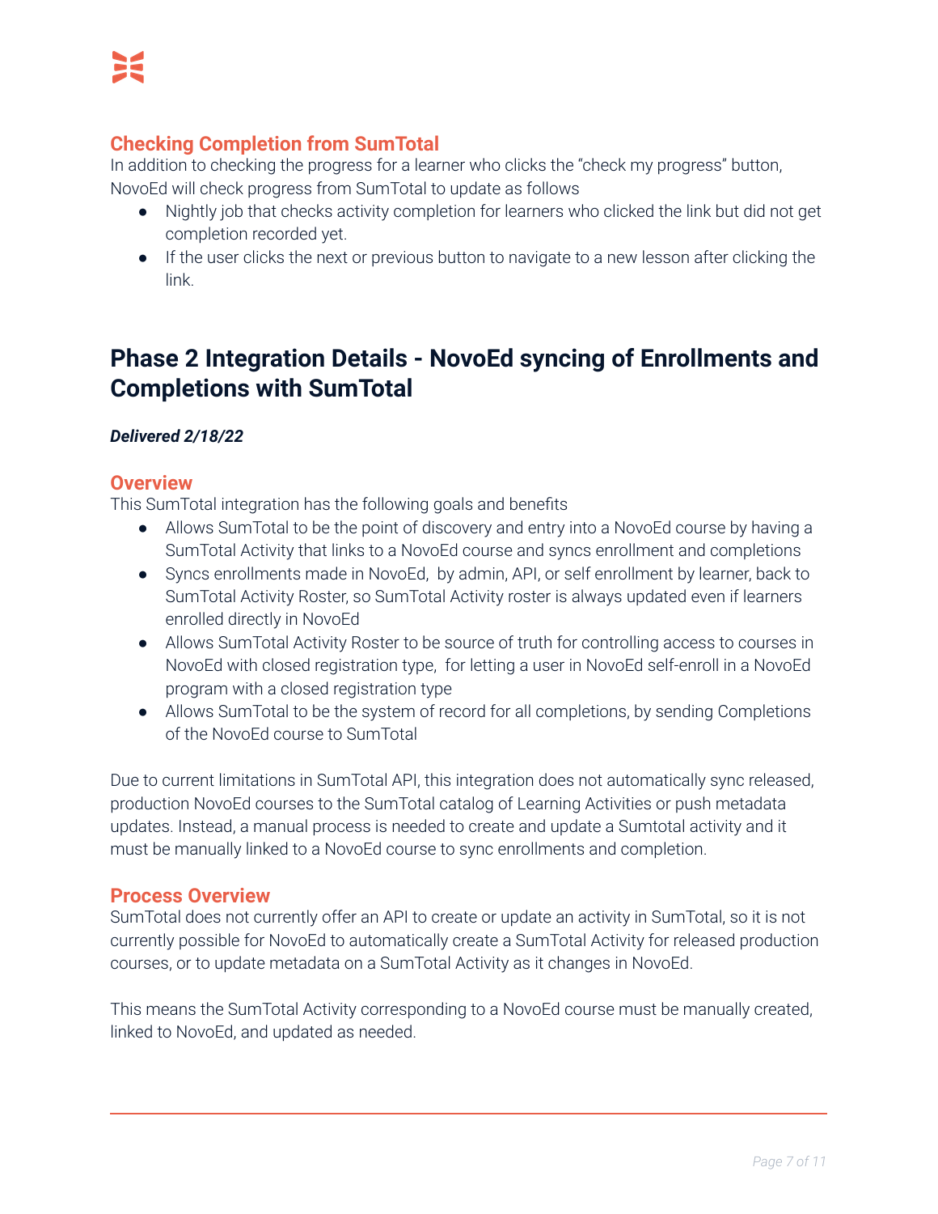### Checking Completion from SumTotal

In addition to checking the progress for a learner who clicks the “check my progress” button, NovoEd will check progress from SumTotal to update as follows

- Nightly job that checks activity completion for learners who clicked the link but did not get completion recorded yet.
- If the user clicks the next or previous button to navigate to a new lesson after clicking the link.

## Phase 2 Integration Details - NovoEd syncing of Enrollments and Completions with SumTotal

***Delivered 2/18/22***

### Overview

This SumTotal integration has the following goals and benefits

- Allows SumTotal to be the point of discovery and entry into a NovoEd course by having a SumTotal Activity that links to a NovoEd course and syncs enrollment and completions
- Syncs enrollments made in NovoEd, by admin, API, or self enrollment by learner, back to SumTotal Activity Roster, so SumTotal Activity roster is always updated even if learners enrolled directly in NovoEd
- Allows SumTotal Activity Roster to be source of truth for controlling access to courses in NovoEd with closed registration type, for letting a user in NovoEd self-enroll in a NovoEd program with a closed registration type
- Allows SumTotal to be the system of record for all completions, by sending Completions of the NovoEd course to SumTotal

Due to current limitations in SumTotal API, this integration does not automatically sync released, production NovoEd courses to the SumTotal catalog of Learning Activities or push metadata updates. Instead, a manual process is needed to create and update a Sumtotal activity and it must be manually linked to a NovoEd course to sync enrollments and completion.

### Process Overview

SumTotal does not currently offer an API to create or update an activity in SumTotal, so it is not currently possible for NovoEd to automatically create a SumTotal Activity for released production courses, or to update metadata on a SumTotal Activity as it changes in NovoEd.

This means the SumTotal Activity corresponding to a NovoEd course must be manually created, linked to NovoEd, and updated as needed.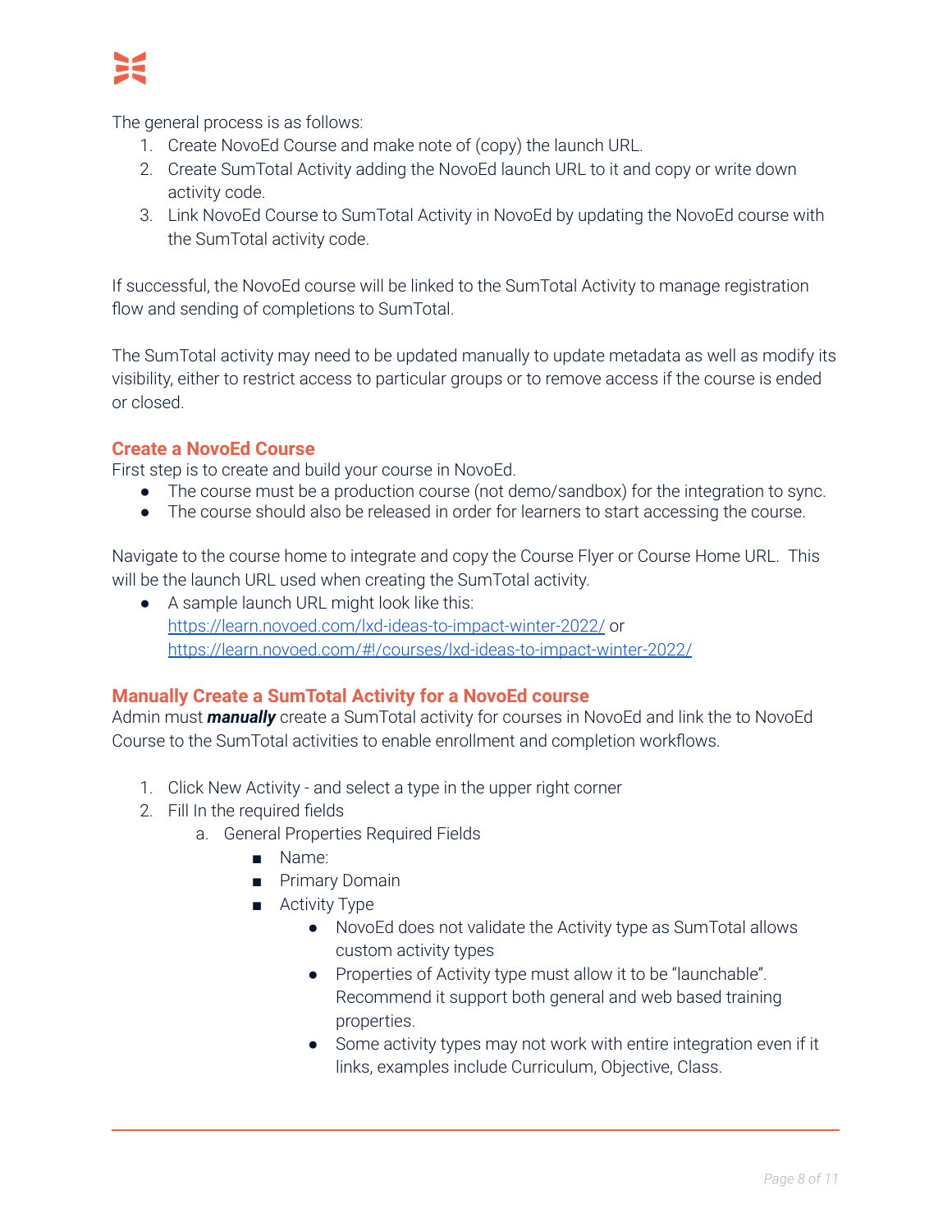The general process is as follows:

1. Create NovoEd Course and make note of (copy) the launch URL.
2. Create SumTotal Activity adding the NovoEd launch URL to it and copy or write down activity code.
3. Link NovoEd Course to SumTotal Activity in NovoEd by updating the NovoEd course with the SumTotal activity code.

If successful, the NovoEd course will be linked to the SumTotal Activity to manage registration flow and sending of completions to SumTotal.

The SumTotal activity may need to be updated manually to update metadata as well as modify its visibility, either to restrict access to particular groups or to remove access if the course is ended or closed.

## Create a NovoEd Course

First step is to create and build your course in NovoEd.

- The course must be a production course (not demo/sandbox) for the integration to sync.
- The course should also be released in order for learners to start accessing the course.

Navigate to the course home to integrate and copy the Course Flyer or Course Home URL. This will be the launch URL used when creating the SumTotal activity.

- A sample launch URL might look like this: https://learn.novoed.com/lxd-ideas-to-impact-winter-2022/ or https://learn.novoed.com/#!/courses/lxd-ideas-to-impact-winter-2022/

## Manually Create a SumTotal Activity for a NovoEd course

Admin must ***manually*** create a SumTotal activity for courses in NovoEd and link the to NovoEd Course to the SumTotal activities to enable enrollment and completion workflows.

1. Click New Activity - and select a type in the upper right corner
2. Fill In the required fields
   a. General Properties Required Fields
      - Name:
      - Primary Domain
      - Activity Type
        - NovoEd does not validate the Activity type as SumTotal allows custom activity types
        - Properties of Activity type must allow it to be "launchable". Recommend it support both general and web based training properties.
        - Some activity types may not work with entire integration even if it links, examples include Curriculum, Objective, Class.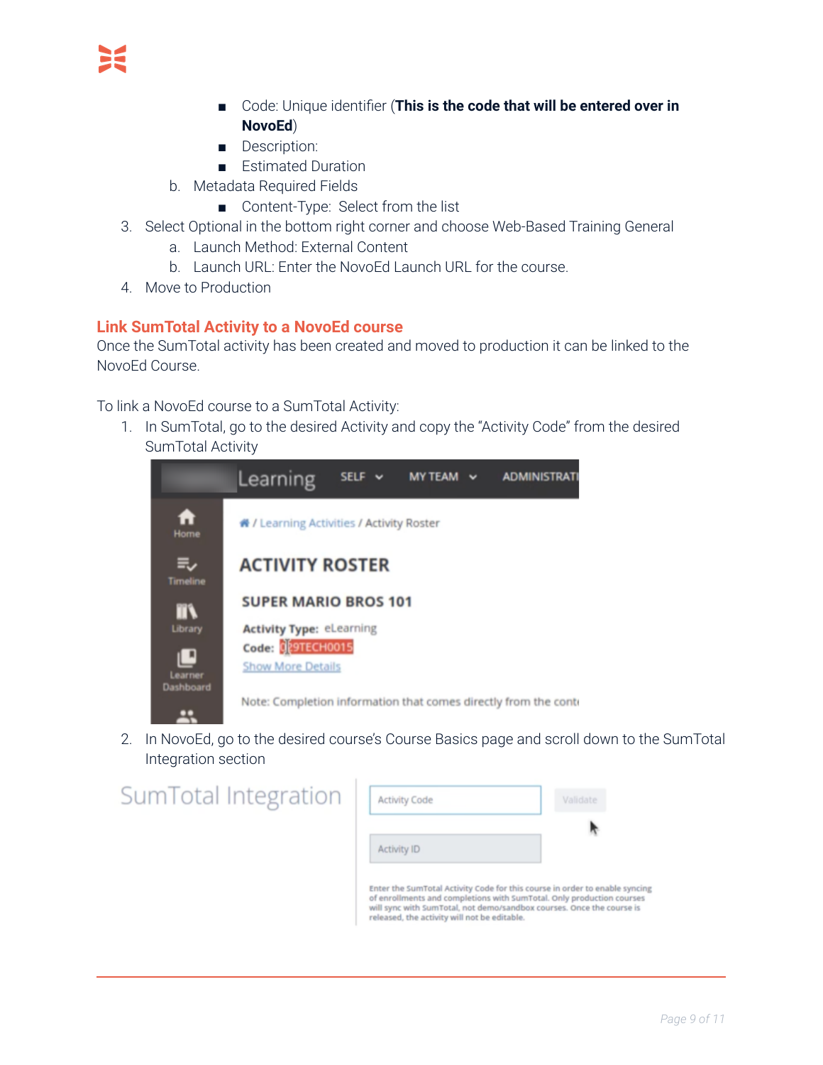- Code: Unique identifier (**This is the code that will be entered over in NovoEd**)
  - Description:
  - Estimated Duration

  b. Metadata Required Fields
  - Content-Type: Select from the list

3. Select Optional in the bottom right corner and choose Web-Based Training General
   a. Launch Method: External Content
   b. Launch URL: Enter the NovoEd Launch URL for the course.
4. Move to Production

## Link SumTotal Activity to a NovoEd course

Once the SumTotal activity has been created and moved to production it can be linked to the NovoEd Course.

To link a NovoEd course to a SumTotal Activity:

1. In SumTotal, go to the desired Activity and copy the "Activity Code" from the desired SumTotal Activity
2. In NovoEd, go to the desired course's Course Basics page and scroll down to the SumTotal Integration section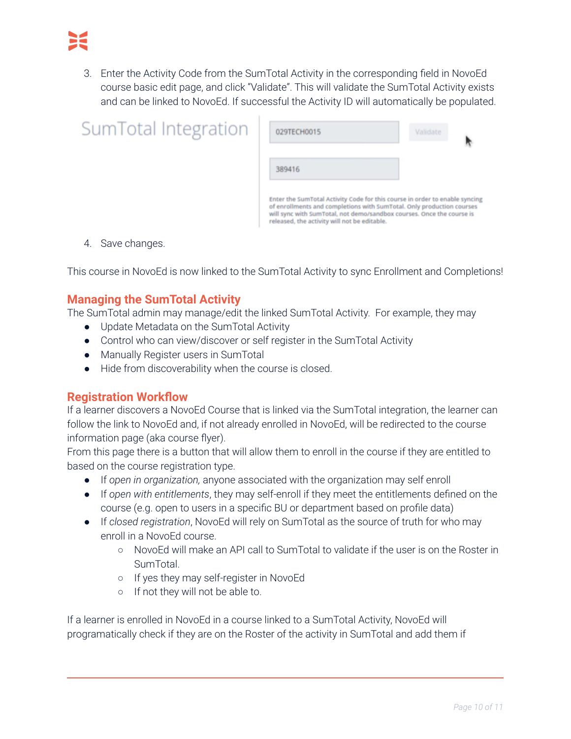3. Enter the Activity Code from the SumTotal Activity in the corresponding field in NovoEd course basic edit page, and click "Validate". This will validate the SumTotal Activity exists and can be linked to NovoEd. If successful the Activity ID will automatically be populated.

SumTotal Integration

029TECH0015 | Validate

389416

Enter the SumTotal Activity Code for this course in order to enable syncing of enrollments and completions with SumTotal. Only production courses will sync with SumTotal, not demo/sandbox courses. Once the course is released, the activity will not be editable.

4. Save changes.

This course in NovoEd is now linked to the SumTotal Activity to sync Enrollment and Completions!

## Managing the SumTotal Activity

The SumTotal admin may manage/edit the linked SumTotal Activity. For example, they may

- Update Metadata on the SumTotal Activity
- Control who can view/discover or self register in the SumTotal Activity
- Manually Register users in SumTotal
- Hide from discoverability when the course is closed.

## Registration Workflow

If a learner discovers a NovoEd Course that is linked via the SumTotal integration, the learner can follow the link to NovoEd and, if not already enrolled in NovoEd, will be redirected to the course information page (aka course flyer).
From this page there is a button that will allow them to enroll in the course if they are entitled to based on the course registration type.

- If *open in organization,* anyone associated with the organization may self enroll
- If *open with entitlements*, they may self-enroll if they meet the entitlements defined on the course (e.g. open to users in a specific BU or department based on profile data)
- If *closed registration*, NovoEd will rely on SumTotal as the source of truth for who may enroll in a NovoEd course.
  - NovoEd will make an API call to SumTotal to validate if the user is on the Roster in SumTotal.
  - If yes they may self-register in NovoEd
  - If not they will not be able to.

If a learner is enrolled in NovoEd in a course linked to a SumTotal Activity, NovoEd will programatically check if they are on the Roster of the activity in SumTotal and add them if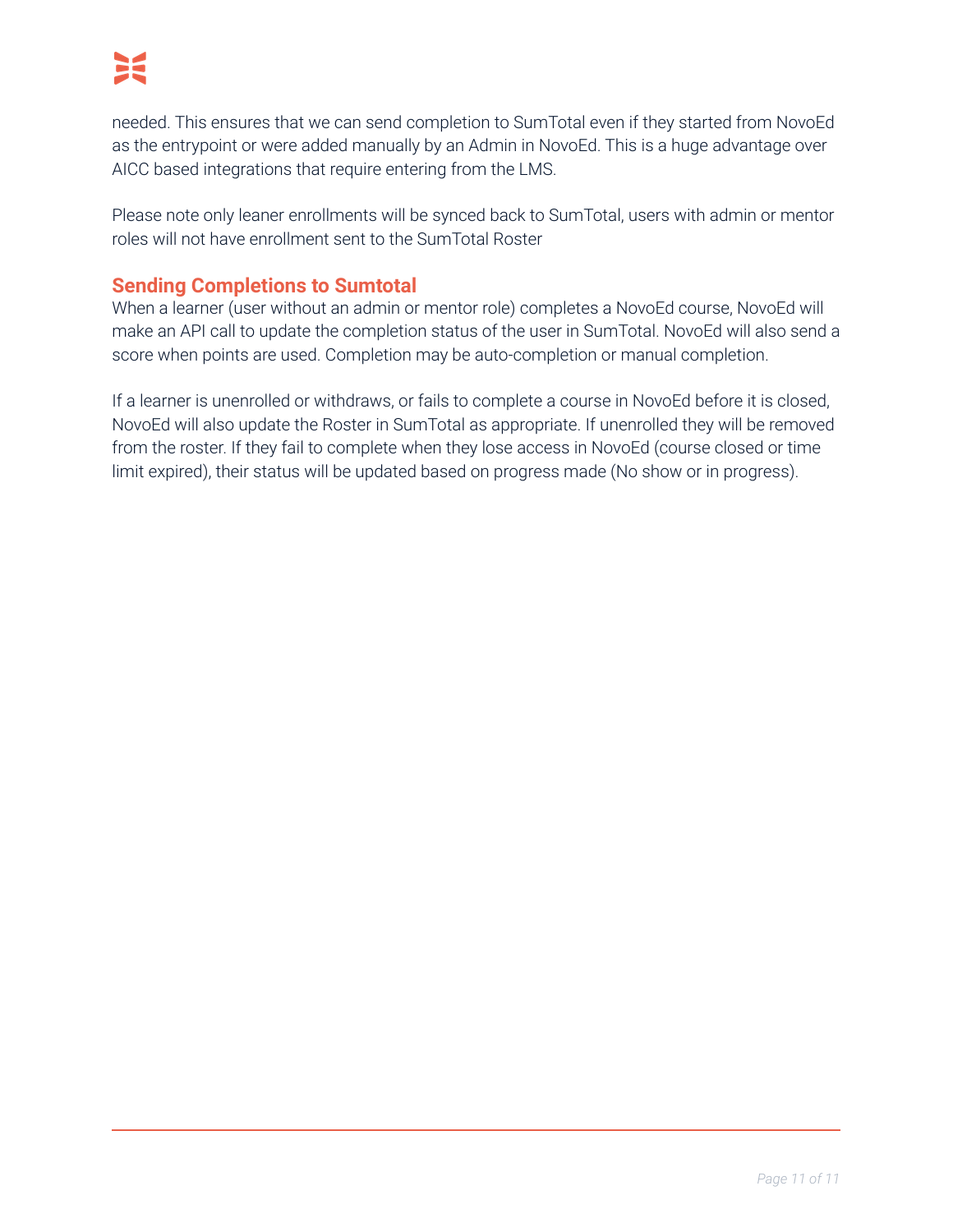needed. This ensures that we can send completion to SumTotal even if they started from NovoEd as the entrypoint or were added manually by an Admin in NovoEd. This is a huge advantage over AICC based integrations that require entering from the LMS.

Please note only leaner enrollments will be synced back to SumTotal, users with admin or mentor roles will not have enrollment sent to the SumTotal Roster

## Sending Completions to Sumtotal

When a learner (user without an admin or mentor role) completes a NovoEd course, NovoEd will make an API call to update the completion status of the user in SumTotal. NovoEd will also send a score when points are used. Completion may be auto-completion or manual completion.

If a learner is unenrolled or withdraws, or fails to complete a course in NovoEd before it is closed, NovoEd will also update the Roster in SumTotal as appropriate. If unenrolled they will be removed from the roster. If they fail to complete when they lose access in NovoEd (course closed or time limit expired), their status will be updated based on progress made (No show or in progress).